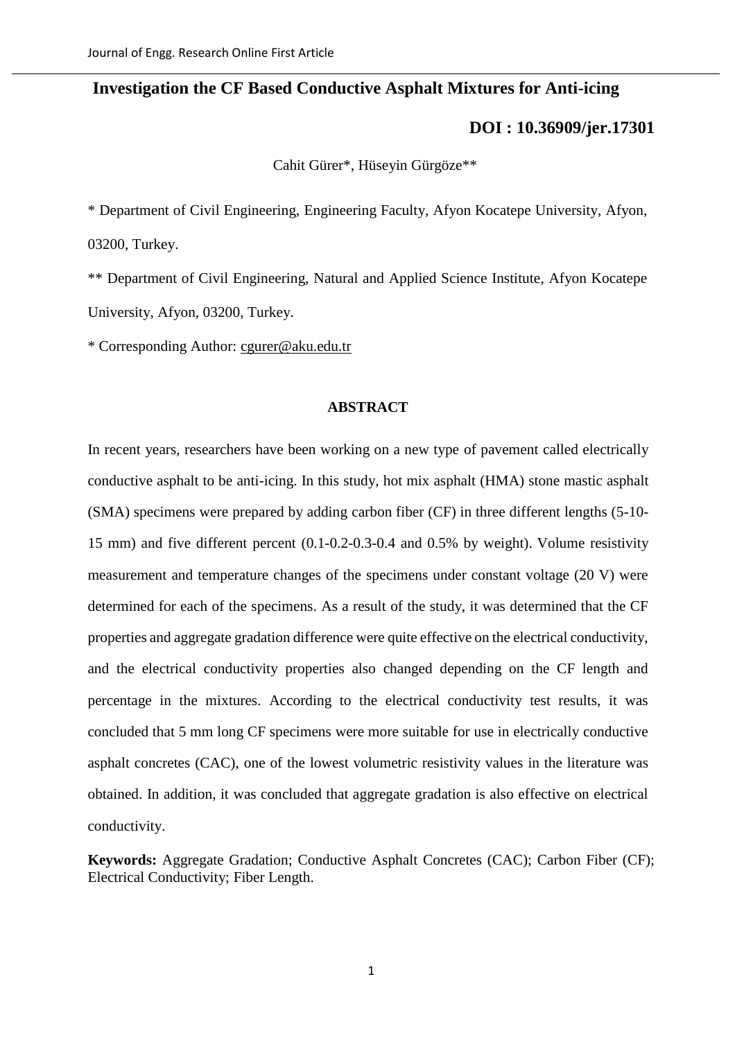# Investigation the CF Based Conductive Asphalt Mixtures for Anti-icing

**DOI : 10.36909/jer.17301**

Cahit Gürer*, Hüseyin Gürgöze**

* Department of Civil Engineering, Engineering Faculty, Afyon Kocatepe University, Afyon, 03200, Turkey.

** Department of Civil Engineering, Natural and Applied Science Institute, Afyon Kocatepe University, Afyon, 03200, Turkey.

* Corresponding Author: cgurer@aku.edu.tr

## ABSTRACT

In recent years, researchers have been working on a new type of pavement called electrically conductive asphalt to be anti-icing. In this study, hot mix asphalt (HMA) stone mastic asphalt (SMA) specimens were prepared by adding carbon fiber (CF) in three different lengths (5-10-15 mm) and five different percent (0.1-0.2-0.3-0.4 and 0.5% by weight). Volume resistivity measurement and temperature changes of the specimens under constant voltage (20 V) were determined for each of the specimens. As a result of the study, it was determined that the CF properties and aggregate gradation difference were quite effective on the electrical conductivity, and the electrical conductivity properties also changed depending on the CF length and percentage in the mixtures. According to the electrical conductivity test results, it was concluded that 5 mm long CF specimens were more suitable for use in electrically conductive asphalt concretes (CAC), one of the lowest volumetric resistivity values in the literature was obtained. In addition, it was concluded that aggregate gradation is also effective on electrical conductivity.

**Keywords:** Aggregate Gradation; Conductive Asphalt Concretes (CAC); Carbon Fiber (CF); Electrical Conductivity; Fiber Length.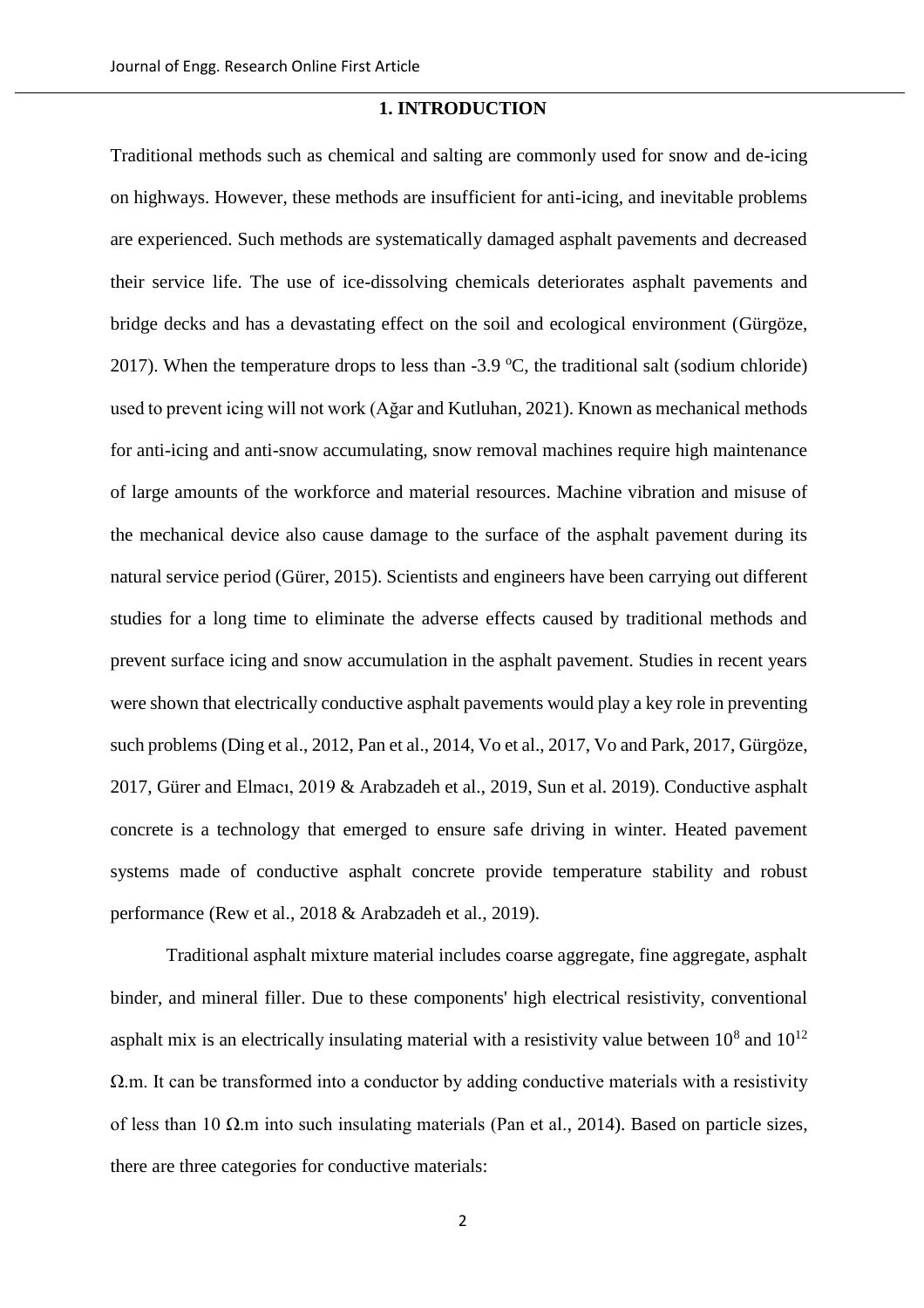## 1. INTRODUCTION

Traditional methods such as chemical and salting are commonly used for snow and de-icing on highways. However, these methods are insufficient for anti-icing, and inevitable problems are experienced. Such methods are systematically damaged asphalt pavements and decreased their service life. The use of ice-dissolving chemicals deteriorates asphalt pavements and bridge decks and has a devastating effect on the soil and ecological environment (Gürgöze, 2017). When the temperature drops to less than -3.9 $^{o}$C, the traditional salt (sodium chloride) used to prevent icing will not work (Ağar and Kutluhan, 2021). Known as mechanical methods for anti-icing and anti-snow accumulating, snow removal machines require high maintenance of large amounts of the workforce and material resources. Machine vibration and misuse of the mechanical device also cause damage to the surface of the asphalt pavement during its natural service period (Gürer, 2015). Scientists and engineers have been carrying out different studies for a long time to eliminate the adverse effects caused by traditional methods and prevent surface icing and snow accumulation in the asphalt pavement. Studies in recent years were shown that electrically conductive asphalt pavements would play a key role in preventing such problems (Ding et al., 2012, Pan et al., 2014, Vo et al., 2017, Vo and Park, 2017, Gürgöze, 2017, Gürer and Elmacı, 2019 & Arabzadeh et al., 2019, Sun et al. 2019). Conductive asphalt concrete is a technology that emerged to ensure safe driving in winter. Heated pavement systems made of conductive asphalt concrete provide temperature stability and robust performance (Rew et al., 2018 & Arabzadeh et al., 2019).

Traditional asphalt mixture material includes coarse aggregate, fine aggregate, asphalt binder, and mineral filler. Due to these components' high electrical resistivity, conventional asphalt mix is an electrically insulating material with a resistivity value between $10^8$ and $10^{12}$ Ω.m. It can be transformed into a conductor by adding conductive materials with a resistivity of less than 10 Ω.m into such insulating materials (Pan et al., 2014). Based on particle sizes, there are three categories for conductive materials: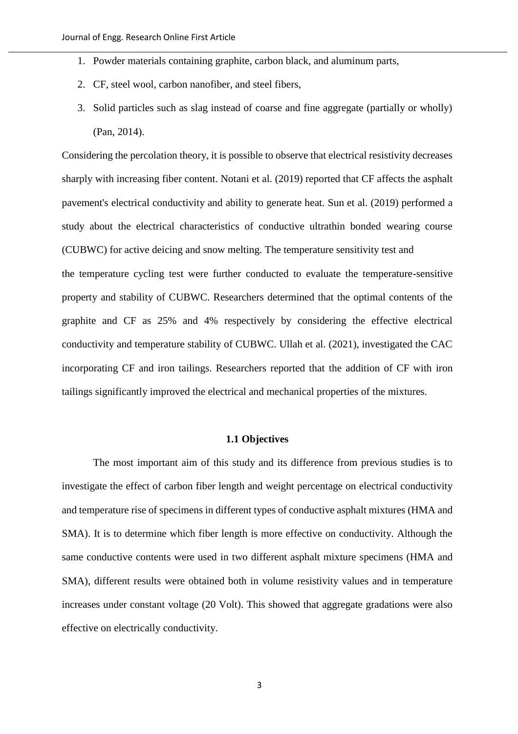1. Powder materials containing graphite, carbon black, and aluminum parts,
2. CF, steel wool, carbon nanofiber, and steel fibers,
3. Solid particles such as slag instead of coarse and fine aggregate (partially or wholly) (Pan, 2014).

Considering the percolation theory, it is possible to observe that electrical resistivity decreases sharply with increasing fiber content. Notani et al. (2019) reported that CF affects the asphalt pavement's electrical conductivity and ability to generate heat. Sun et al. (2019) performed a study about the electrical characteristics of conductive ultrathin bonded wearing course (CUBWC) for active deicing and snow melting. The temperature sensitivity test and the temperature cycling test were further conducted to evaluate the temperature-sensitive property and stability of CUBWC. Researchers determined that the optimal contents of the graphite and CF as 25% and 4% respectively by considering the effective electrical conductivity and temperature stability of CUBWC. Ullah et al. (2021), investigated the CAC incorporating CF and iron tailings. Researchers reported that the addition of CF with iron tailings significantly improved the electrical and mechanical properties of the mixtures.

### 1.1 Objectives

The most important aim of this study and its difference from previous studies is to investigate the effect of carbon fiber length and weight percentage on electrical conductivity and temperature rise of specimens in different types of conductive asphalt mixtures (HMA and SMA). It is to determine which fiber length is more effective on conductivity. Although the same conductive contents were used in two different asphalt mixture specimens (HMA and SMA), different results were obtained both in volume resistivity values and in temperature increases under constant voltage (20 Volt). This showed that aggregate gradations were also effective on electrically conductivity.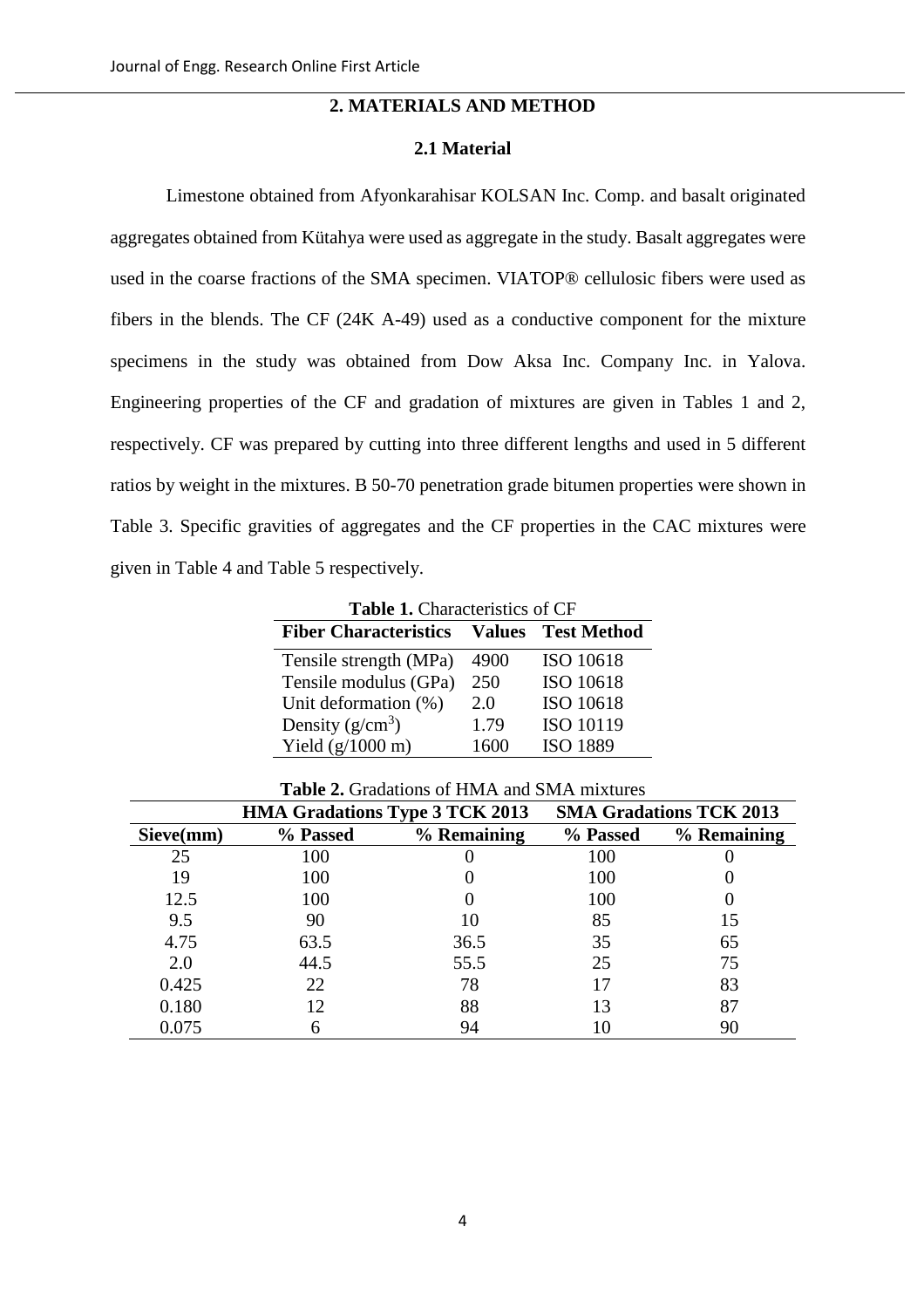## 2. MATERIALS AND METHOD

### 2.1 Material

Limestone obtained from Afyonkarahisar KOLSAN Inc. Comp. and basalt originated aggregates obtained from Kütahya were used as aggregate in the study. Basalt aggregates were used in the coarse fractions of the SMA specimen. VIATOP® cellulosic fibers were used as fibers in the blends. The CF (24K A-49) used as a conductive component for the mixture specimens in the study was obtained from Dow Aksa Inc. Company Inc. in Yalova. Engineering properties of the CF and gradation of mixtures are given in Tables 1 and 2, respectively. CF was prepared by cutting into three different lengths and used in 5 different ratios by weight in the mixtures. B 50-70 penetration grade bitumen properties were shown in Table 3. Specific gravities of aggregates and the CF properties in the CAC mixtures were given in Table 4 and Table 5 respectively.

**Table 1.** Characteristics of CF

| Fiber Characteristics | Values | Test Method |
|---|---|---|
| Tensile strength (MPa) | 4900 | ISO 10618 |
| Tensile modulus (GPa) | 250 | ISO 10618 |
| Unit deformation (%) | 2.0 | ISO 10618 |
| Density (g/cm$^3$) | 1.79 | ISO 10119 |
| Yield (g/1000 m) | 1600 | ISO 1889 |

**Table 2.** Gradations of HMA and SMA mixtures

| | HMA Gradations Type 3 TCK 2013 | | SMA Gradations TCK 2013 | |
|---|---|---|---|---|
| Sieve(mm) | % Passed | % Remaining | % Passed | % Remaining |
| 25 | 100 | 0 | 100 | 0 |
| 19 | 100 | 0 | 100 | 0 |
| 12.5 | 100 | 0 | 100 | 0 |
| 9.5 | 90 | 10 | 85 | 15 |
| 4.75 | 63.5 | 36.5 | 35 | 65 |
| 2.0 | 44.5 | 55.5 | 25 | 75 |
| 0.425 | 22 | 78 | 17 | 83 |
| 0.180 | 12 | 88 | 13 | 87 |
| 0.075 | 6 | 94 | 10 | 90 |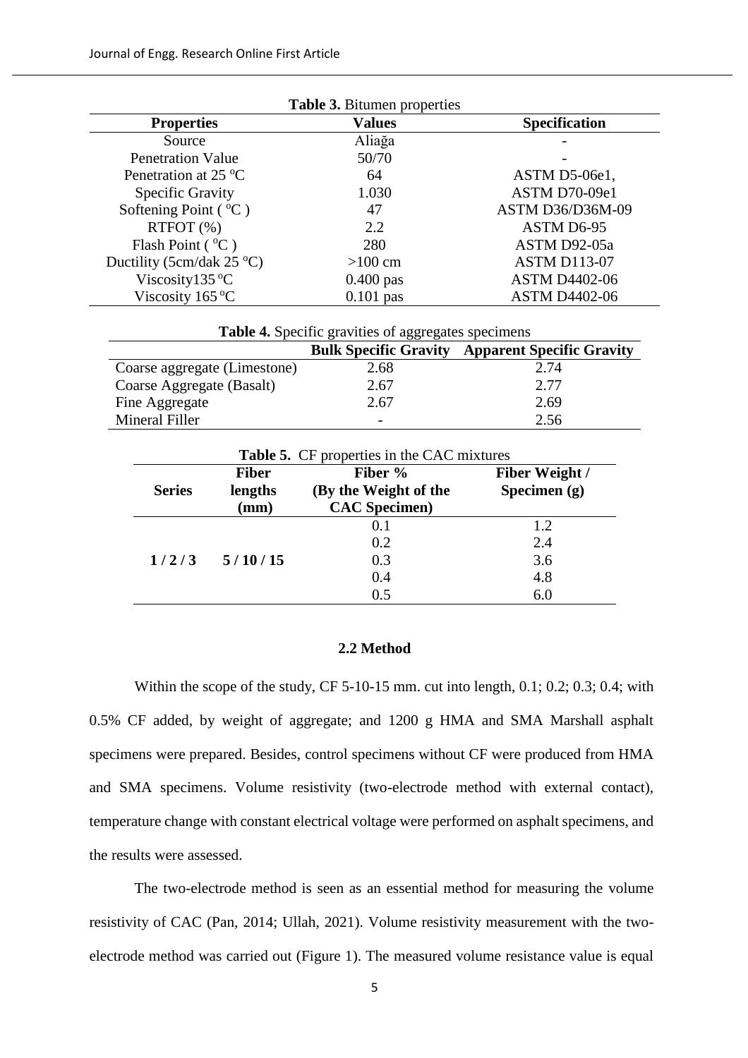**Table 3.** Bitumen properties

| Properties | Values | Specification |
|---|---|---|
| Source | Aliağa | - |
| Penetration Value | 50/70 | - |
| Penetration at 25 $^{o}$C | 64 | ASTM D5-06e1, |
| Specific Gravity | 1.030 | ASTM D70-09e1 |
| Softening Point ( $^{o}$C ) | 47 | ASTM D36/D36M-09 |
| RTFOT (%) | 2.2 | ASTM D6-95 |
| Flash Point ( $^{o}$C ) | 280 | ASTM D92-05a |
| Ductility (5cm/dak 25 $^{o}$C) | >100 cm | ASTM D113-07 |
| Viscosity135 $^{o}$C | 0.400 pas | ASTM D4402-06 |
| Viscosity 165 $^{o}$C | 0.101 pas | ASTM D4402-06 |

**Table 4.** Specific gravities of aggregates specimens

| | Bulk Specific Gravity | Apparent Specific Gravity |
|---|---|---|
| Coarse aggregate (Limestone) | 2.68 | 2.74 |
| Coarse Aggregate (Basalt) | 2.67 | 2.77 |
| Fine Aggregate | 2.67 | 2.69 |
| Mineral Filler | - | 2.56 |

**Table 5.** CF properties in the CAC mixtures

| Series | Fiber lengths (mm) | Fiber % (By the Weight of the CAC Specimen) | Fiber Weight / Specimen (g) |
|---|---|---|---|
| 1 / 2 / 3 | 5 / 10 / 15 | 0.1 | 1.2 |
| | | 0.2 | 2.4 |
| | | 0.3 | 3.6 |
| | | 0.4 | 4.8 |
| | | 0.5 | 6.0 |

### 2.2 Method

Within the scope of the study, CF 5-10-15 mm. cut into length, 0.1; 0.2; 0.3; 0.4; with 0.5% CF added, by weight of aggregate; and 1200 g HMA and SMA Marshall asphalt specimens were prepared. Besides, control specimens without CF were produced from HMA and SMA specimens. Volume resistivity (two-electrode method with external contact), temperature change with constant electrical voltage were performed on asphalt specimens, and the results were assessed.

The two-electrode method is seen as an essential method for measuring the volume resistivity of CAC (Pan, 2014; Ullah, 2021). Volume resistivity measurement with the two-electrode method was carried out (Figure 1). The measured volume resistance value is equal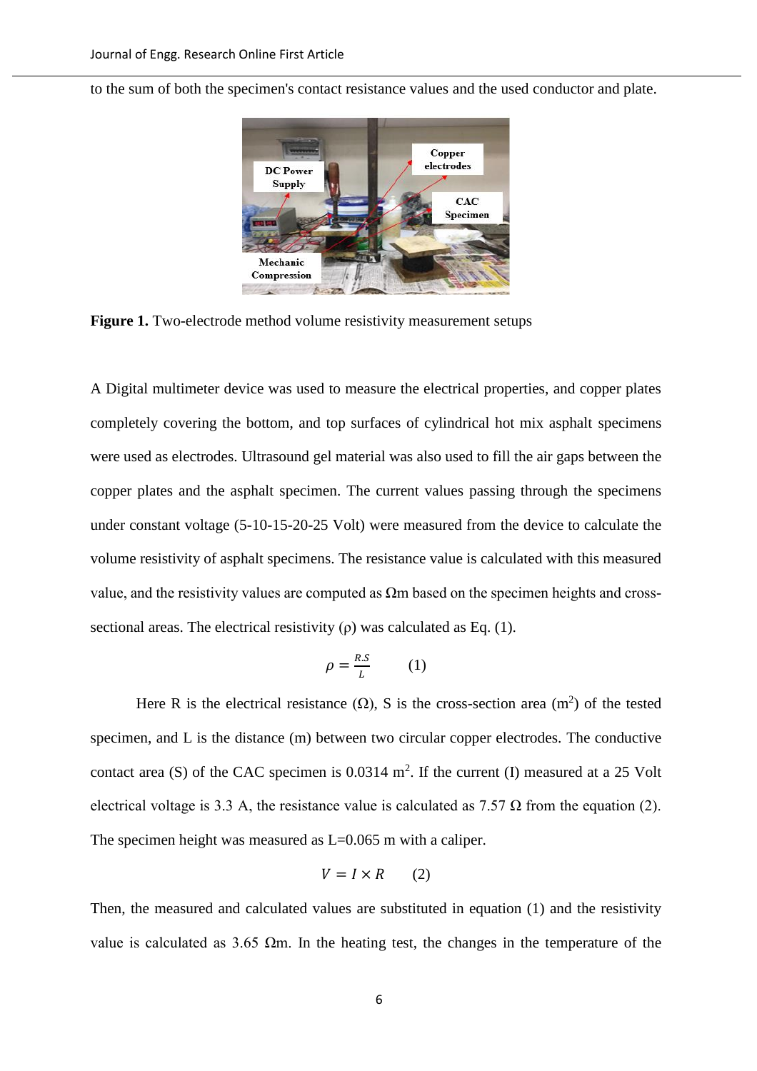to the sum of both the specimen's contact resistance values and the used conductor and plate.

**Figure 1.** Two-electrode method volume resistivity measurement setups

A Digital multimeter device was used to measure the electrical properties, and copper plates completely covering the bottom, and top surfaces of cylindrical hot mix asphalt specimens were used as electrodes. Ultrasound gel material was also used to fill the air gaps between the copper plates and the asphalt specimen. The current values passing through the specimens under constant voltage (5-10-15-20-25 Volt) were measured from the device to calculate the volume resistivity of asphalt specimens. The resistance value is calculated with this measured value, and the resistivity values are computed as Ωm based on the specimen heights and cross-sectional areas. The electrical resistivity (ρ) was calculated as Eq. (1).

$$\rho = \frac{R.S}{L} \qquad (1)$$

Here R is the electrical resistance (Ω), S is the cross-section area ($m^2$) of the tested specimen, and L is the distance (m) between two circular copper electrodes. The conductive contact area (S) of the CAC specimen is 0.0314 $m^2$. If the current (I) measured at a 25 Volt electrical voltage is 3.3 A, the resistance value is calculated as 7.57 Ω from the equation (2). The specimen height was measured as L=0.065 m with a caliper.

$$V = I \times R \qquad (2)$$

Then, the measured and calculated values are substituted in equation (1) and the resistivity value is calculated as 3.65 Ωm. In the heating test, the changes in the temperature of the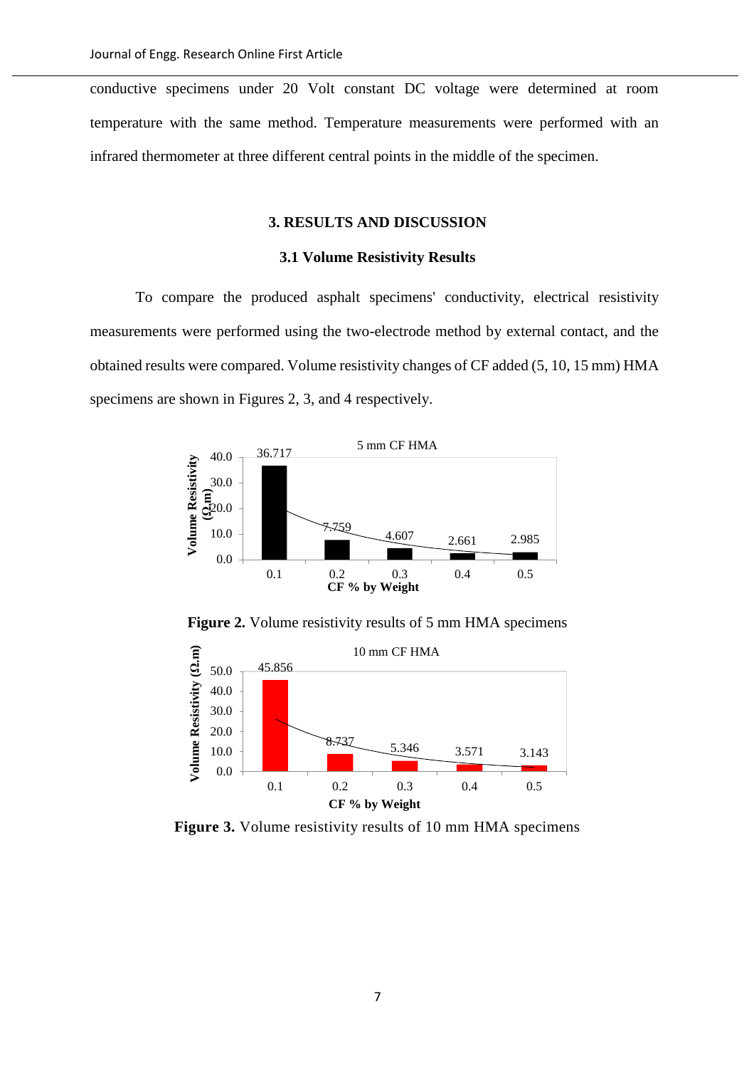conductive specimens under 20 Volt constant DC voltage were determined at room temperature with the same method. Temperature measurements were performed with an infrared thermometer at three different central points in the middle of the specimen.

## 3. RESULTS AND DISCUSSION

### 3.1 Volume Resistivity Results

To compare the produced asphalt specimens' conductivity, electrical resistivity measurements were performed using the two-electrode method by external contact, and the obtained results were compared. Volume resistivity changes of CF added (5, 10, 15 mm) HMA specimens are shown in Figures 2, 3, and 4 respectively.

**Figure 2.** Volume resistivity results of 5 mm HMA specimens

**Figure 3.** Volume resistivity results of 10 mm HMA specimens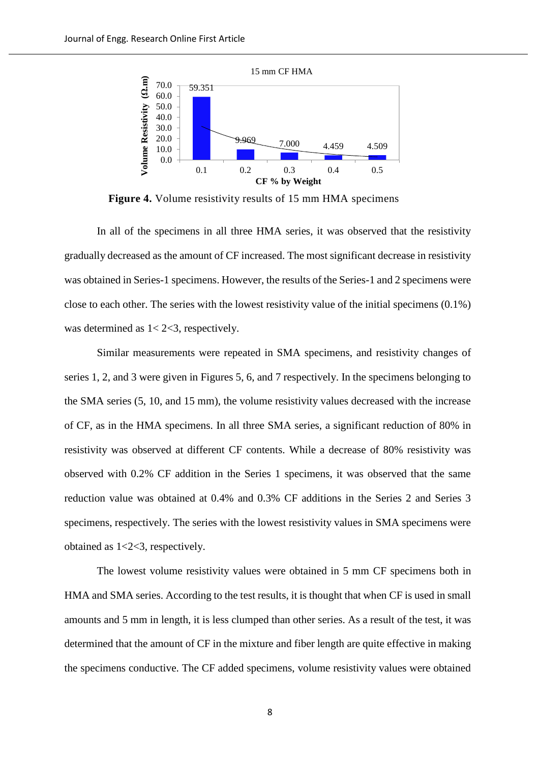**Figure 4.** Volume resistivity results of 15 mm HMA specimens

In all of the specimens in all three HMA series, it was observed that the resistivity gradually decreased as the amount of CF increased. The most significant decrease in resistivity was obtained in Series-1 specimens. However, the results of the Series-1 and 2 specimens were close to each other. The series with the lowest resistivity value of the initial specimens (0.1%) was determined as 1< 2<3, respectively.

Similar measurements were repeated in SMA specimens, and resistivity changes of series 1, 2, and 3 were given in Figures 5, 6, and 7 respectively. In the specimens belonging to the SMA series (5, 10, and 15 mm), the volume resistivity values decreased with the increase of CF, as in the HMA specimens. In all three SMA series, a significant reduction of 80% in resistivity was observed at different CF contents. While a decrease of 80% resistivity was observed with 0.2% CF addition in the Series 1 specimens, it was observed that the same reduction value was obtained at 0.4% and 0.3% CF additions in the Series 2 and Series 3 specimens, respectively. The series with the lowest resistivity values in SMA specimens were obtained as 1<2<3, respectively.

The lowest volume resistivity values were obtained in 5 mm CF specimens both in HMA and SMA series. According to the test results, it is thought that when CF is used in small amounts and 5 mm in length, it is less clumped than other series. As a result of the test, it was determined that the amount of CF in the mixture and fiber length are quite effective in making the specimens conductive. The CF added specimens, volume resistivity values were obtained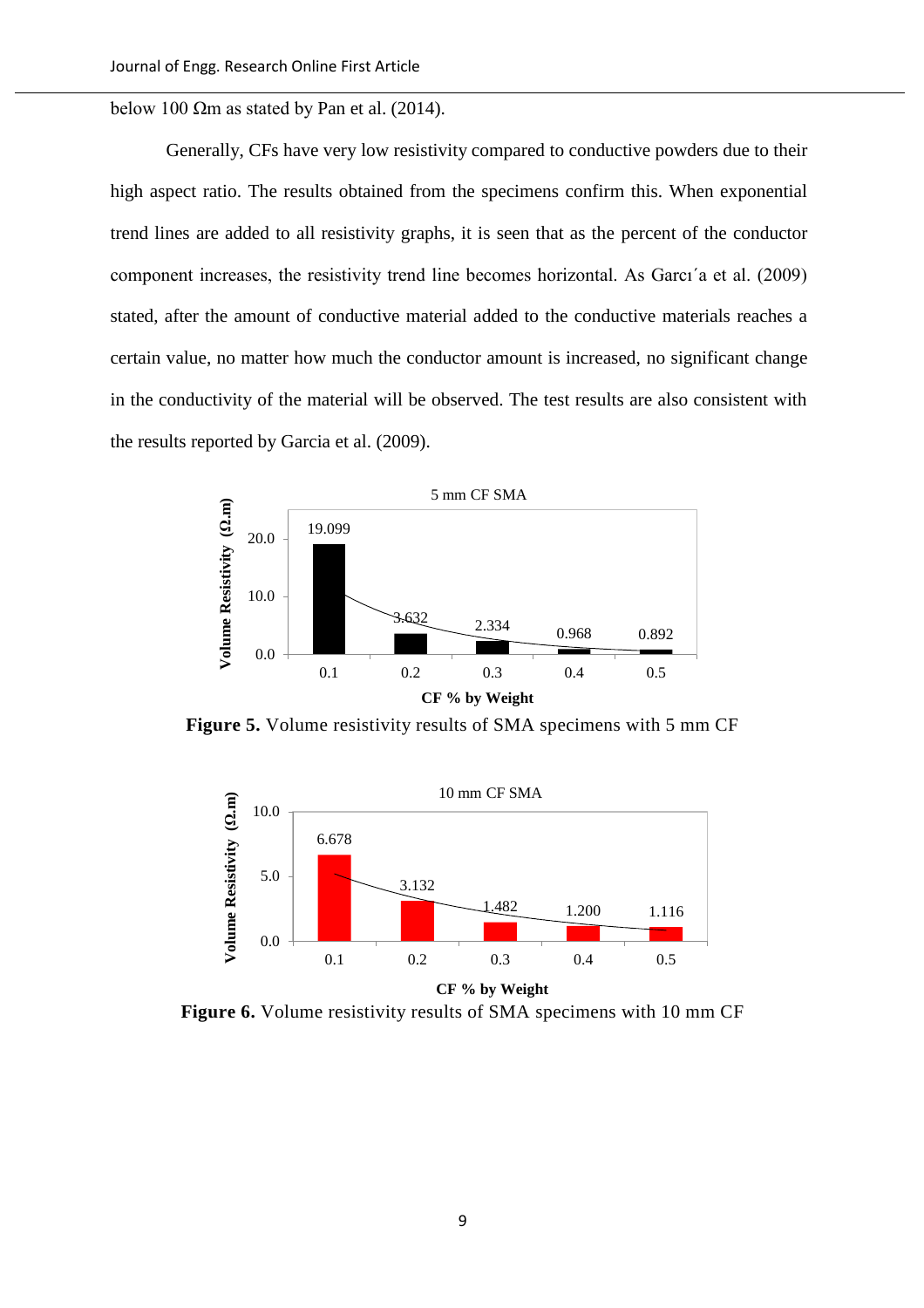below 100 Ωm as stated by Pan et al. (2014).

Generally, CFs have very low resistivity compared to conductive powders due to their high aspect ratio. The results obtained from the specimens confirm this. When exponential trend lines are added to all resistivity graphs, it is seen that as the percent of the conductor component increases, the resistivity trend line becomes horizontal. As Garcı´a et al. (2009) stated, after the amount of conductive material added to the conductive materials reaches a certain value, no matter how much the conductor amount is increased, no significant change in the conductivity of the material will be observed. The test results are also consistent with the results reported by Garcia et al. (2009).

**Figure 5.** Volume resistivity results of SMA specimens with 5 mm CF

**Figure 6.** Volume resistivity results of SMA specimens with 10 mm CF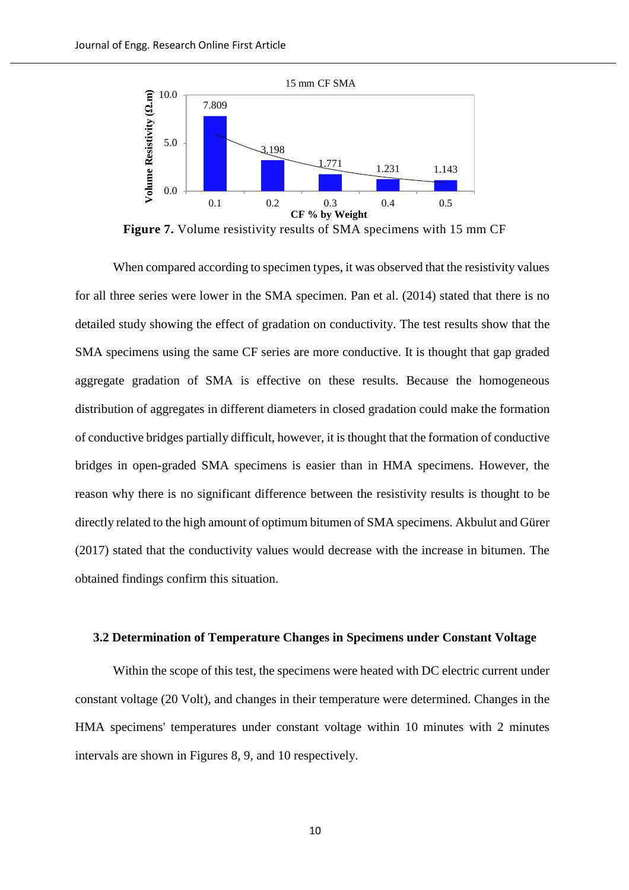**Figure 7.** Volume resistivity results of SMA specimens with 15 mm CF

When compared according to specimen types, it was observed that the resistivity values for all three series were lower in the SMA specimen. Pan et al. (2014) stated that there is no detailed study showing the effect of gradation on conductivity. The test results show that the SMA specimens using the same CF series are more conductive. It is thought that gap graded aggregate gradation of SMA is effective on these results. Because the homogeneous distribution of aggregates in different diameters in closed gradation could make the formation of conductive bridges partially difficult, however, it is thought that the formation of conductive bridges in open-graded SMA specimens is easier than in HMA specimens. However, the reason why there is no significant difference between the resistivity results is thought to be directly related to the high amount of optimum bitumen of SMA specimens. Akbulut and Gürer (2017) stated that the conductivity values would decrease with the increase in bitumen. The obtained findings confirm this situation.

### 3.2 Determination of Temperature Changes in Specimens under Constant Voltage

Within the scope of this test, the specimens were heated with DC electric current under constant voltage (20 Volt), and changes in their temperature were determined. Changes in the HMA specimens' temperatures under constant voltage within 10 minutes with 2 minutes intervals are shown in Figures 8, 9, and 10 respectively.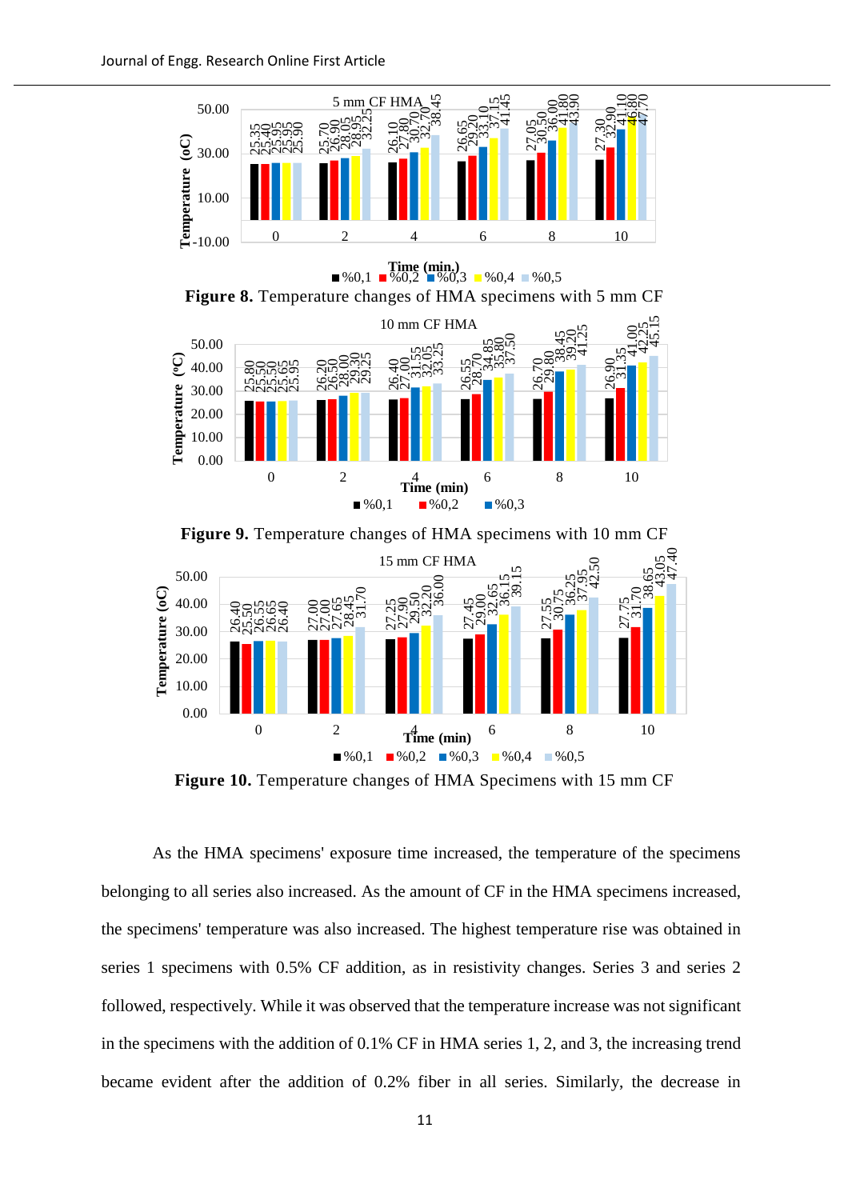**Figure 8.** Temperature changes of HMA specimens with 5 mm CF

**Figure 9.** Temperature changes of HMA specimens with 10 mm CF

**Figure 10.** Temperature changes of HMA Specimens with 15 mm CF

As the HMA specimens' exposure time increased, the temperature of the specimens belonging to all series also increased. As the amount of CF in the HMA specimens increased, the specimens' temperature was also increased. The highest temperature rise was obtained in series 1 specimens with 0.5% CF addition, as in resistivity changes. Series 3 and series 2 followed, respectively. While it was observed that the temperature increase was not significant in the specimens with the addition of 0.1% CF in HMA series 1, 2, and 3, the increasing trend became evident after the addition of 0.2% fiber in all series. Similarly, the decrease in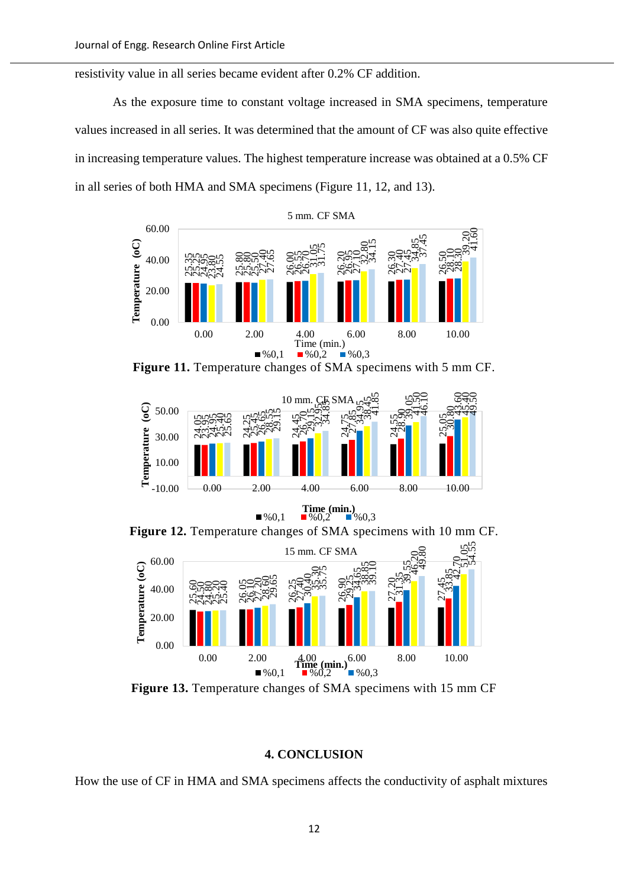resistivity value in all series became evident after 0.2% CF addition.

As the exposure time to constant voltage increased in SMA specimens, temperature values increased in all series. It was determined that the amount of CF was also quite effective in increasing temperature values. The highest temperature increase was obtained at a 0.5% CF in all series of both HMA and SMA specimens (Figure 11, 12, and 13).

**Figure 11.** Temperature changes of SMA specimens with 5 mm CF.

**Figure 12.** Temperature changes of SMA specimens with 10 mm CF.

**Figure 13.** Temperature changes of SMA specimens with 15 mm CF

## 4. CONCLUSION

How the use of CF in HMA and SMA specimens affects the conductivity of asphalt mixtures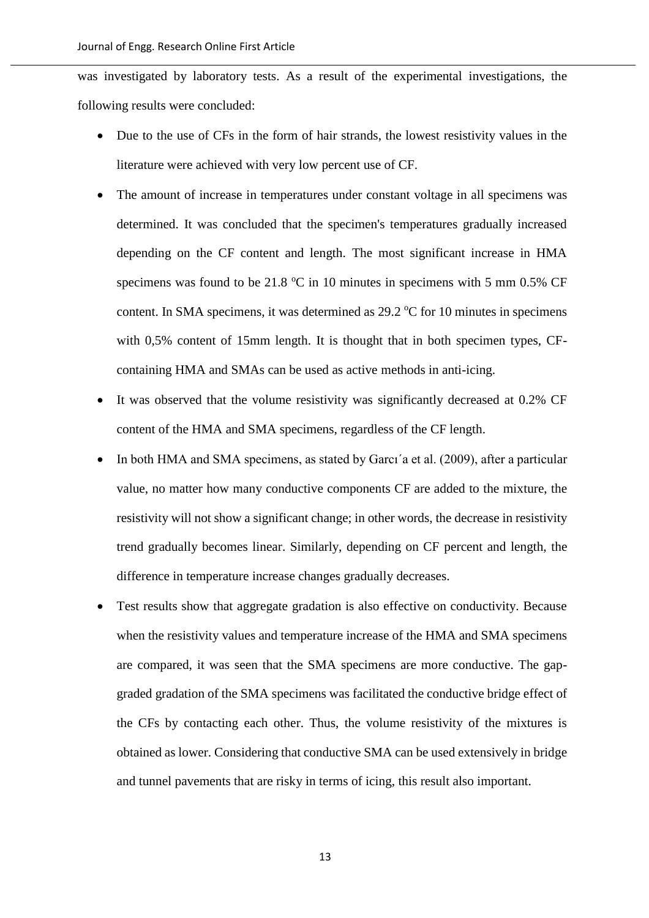was investigated by laboratory tests. As a result of the experimental investigations, the following results were concluded:

- Due to the use of CFs in the form of hair strands, the lowest resistivity values in the literature were achieved with very low percent use of CF.
- The amount of increase in temperatures under constant voltage in all specimens was determined. It was concluded that the specimen's temperatures gradually increased depending on the CF content and length. The most significant increase in HMA specimens was found to be 21.8 $^{o}$C in 10 minutes in specimens with 5 mm 0.5% CF content. In SMA specimens, it was determined as 29.2 $^{o}$C for 10 minutes in specimens with 0,5% content of 15mm length. It is thought that in both specimen types, CF-containing HMA and SMAs can be used as active methods in anti-icing.
- It was observed that the volume resistivity was significantly decreased at 0.2% CF content of the HMA and SMA specimens, regardless of the CF length.
- In both HMA and SMA specimens, as stated by Garcı´a et al. (2009), after a particular value, no matter how many conductive components CF are added to the mixture, the resistivity will not show a significant change; in other words, the decrease in resistivity trend gradually becomes linear. Similarly, depending on CF percent and length, the difference in temperature increase changes gradually decreases.
- Test results show that aggregate gradation is also effective on conductivity. Because when the resistivity values and temperature increase of the HMA and SMA specimens are compared, it was seen that the SMA specimens are more conductive. The gap-graded gradation of the SMA specimens was facilitated the conductive bridge effect of the CFs by contacting each other. Thus, the volume resistivity of the mixtures is obtained as lower. Considering that conductive SMA can be used extensively in bridge and tunnel pavements that are risky in terms of icing, this result also important.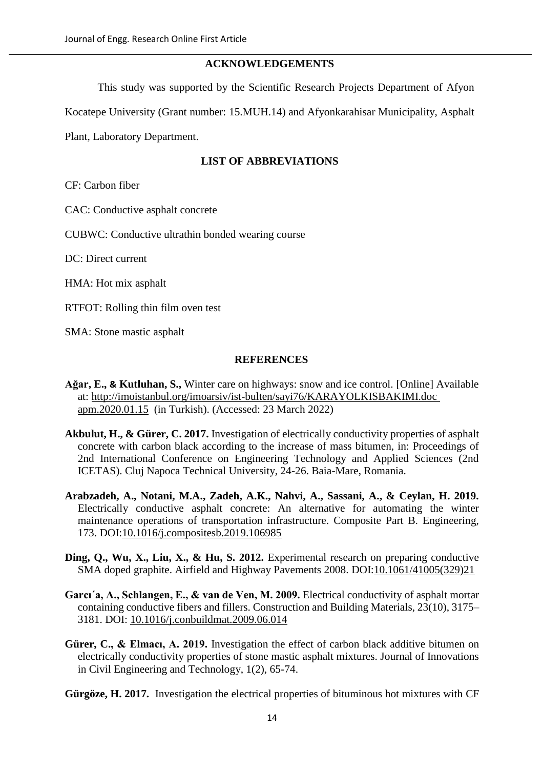## ACKNOWLEDGEMENTS

This study was supported by the Scientific Research Projects Department of Afyon Kocatepe University (Grant number: 15.MUH.14) and Afyonkarahisar Municipality, Asphalt Plant, Laboratory Department.

## LIST OF ABBREVIATIONS

CF: Carbon fiber

CAC: Conductive asphalt concrete

CUBWC: Conductive ultrathin bonded wearing course

DC: Direct current

HMA: Hot mix asphalt

RTFOT: Rolling thin film oven test

SMA: Stone mastic asphalt

## REFERENCES

**Ağar, E., & Kutluhan, S.,** Winter care on highways: snow and ice control. [Online] Available at: http://imoistanbul.org/imoarsiv/ist-bulten/sayi76/KARAYOLKISBAKIMI.doc apm.2020.01.15 (in Turkish). (Accessed: 23 March 2022)

**Akbulut, H., & Gürer, C. 2017.** Investigation of electrically conductivity properties of asphalt concrete with carbon black according to the increase of mass bitumen, in: Proceedings of 2nd International Conference on Engineering Technology and Applied Sciences (2nd ICETAS). Cluj Napoca Technical University, 24-26. Baia-Mare, Romania.

**Arabzadeh, A., Notani, M.A., Zadeh, A.K., Nahvi, A., Sassani, A., & Ceylan, H. 2019.** Electrically conductive asphalt concrete: An alternative for automating the winter maintenance operations of transportation infrastructure. Composite Part B. Engineering, 173. DOI:10.1016/j.compositesb.2019.106985

**Ding, Q., Wu, X., Liu, X., & Hu, S. 2012.** Experimental research on preparing conductive SMA doped graphite. Airfield and Highway Pavements 2008. DOI:10.1061/41005(329)21

**Garcı´a, A., Schlangen, E., & van de Ven, M. 2009.** Electrical conductivity of asphalt mortar containing conductive fibers and fillers. Construction and Building Materials, 23(10), 3175–3181. DOI: 10.1016/j.conbuildmat.2009.06.014

**Gürer, C., & Elmacı, A. 2019.** Investigation the effect of carbon black additive bitumen on electrically conductivity properties of stone mastic asphalt mixtures. Journal of Innovations in Civil Engineering and Technology, 1(2), 65-74.

**Gürgöze, H. 2017.** Investigation the electrical properties of bituminous hot mixtures with CF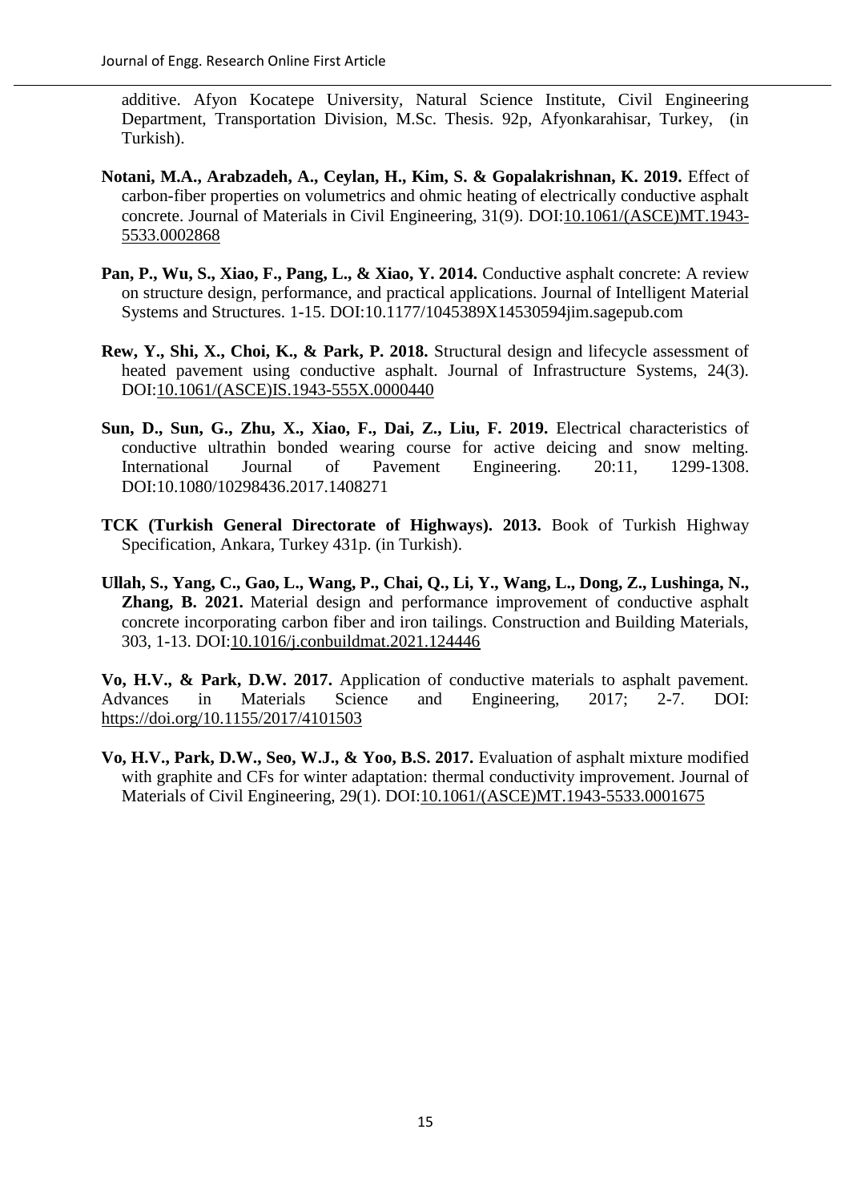additive. Afyon Kocatepe University, Natural Science Institute, Civil Engineering Department, Transportation Division, M.Sc. Thesis. 92p, Afyonkarahisar, Turkey, (in Turkish).

**Notani, M.A., Arabzadeh, A., Ceylan, H., Kim, S. & Gopalakrishnan, K. 2019.** Effect of carbon-fiber properties on volumetrics and ohmic heating of electrically conductive asphalt concrete. Journal of Materials in Civil Engineering, 31(9). DOI:10.1061/(ASCE)MT.1943-5533.0002868

**Pan, P., Wu, S., Xiao, F., Pang, L., & Xiao, Y. 2014.** Conductive asphalt concrete: A review on structure design, performance, and practical applications. Journal of Intelligent Material Systems and Structures. 1-15. DOI:10.1177/1045389X14530594jim.sagepub.com

**Rew, Y., Shi, X., Choi, K., & Park, P. 2018.** Structural design and lifecycle assessment of heated pavement using conductive asphalt. Journal of Infrastructure Systems, 24(3). DOI:10.1061/(ASCE)IS.1943-555X.0000440

**Sun, D., Sun, G., Zhu, X., Xiao, F., Dai, Z., Liu, F. 2019.** Electrical characteristics of conductive ultrathin bonded wearing course for active deicing and snow melting. International Journal of Pavement Engineering. 20:11, 1299-1308. DOI:10.1080/10298436.2017.1408271

**TCK (Turkish General Directorate of Highways). 2013.** Book of Turkish Highway Specification, Ankara, Turkey 431p. (in Turkish).

**Ullah, S., Yang, C., Gao, L., Wang, P., Chai, Q., Li, Y., Wang, L., Dong, Z., Lushinga, N., Zhang, B. 2021.** Material design and performance improvement of conductive asphalt concrete incorporating carbon fiber and iron tailings. Construction and Building Materials, 303, 1-13. DOI:10.1016/j.conbuildmat.2021.124446

**Vo, H.V., & Park, D.W. 2017.** Application of conductive materials to asphalt pavement. Advances in Materials Science and Engineering, 2017; 2-7. DOI: https://doi.org/10.1155/2017/4101503

**Vo, H.V., Park, D.W., Seo, W.J., & Yoo, B.S. 2017.** Evaluation of asphalt mixture modified with graphite and CFs for winter adaptation: thermal conductivity improvement. Journal of Materials of Civil Engineering, 29(1). DOI:10.1061/(ASCE)MT.1943-5533.0001675